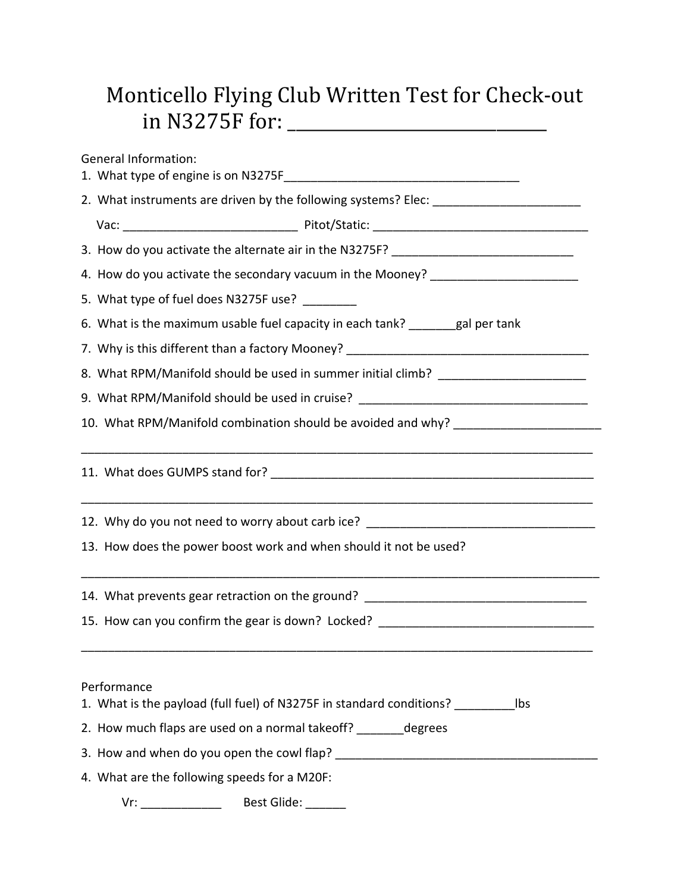# Monticello Flying Club Written Test for Check-out in N3275F for: ______________________________

General Information:

1. What type of engine is on N3275F___________________________________
2. What instruments are driven by the following systems? Elec: ______________________

   Vac: __________________________ Pitot/Static: ________________________________
3. How do you activate the alternate air in the N3275F? ___________________________
4. How do you activate the secondary vacuum in the Mooney? ______________________
5. What type of fuel does N3275F use? ________
6. What is the maximum usable fuel capacity in each tank? _______gal per tank
7. Why is this different than a factory Mooney? ____________________________________
8. What RPM/Manifold should be used in summer initial climb? ______________________
9. What RPM/Manifold should be used in cruise? __________________________________
10. What RPM/Manifold combination should be avoided and why? ______________________

    _____________________________________________________________________________
11. What does GUMPS stand for? _________________________________________________

    _____________________________________________________________________________
12. Why do you not need to worry about carb ice? __________________________________
13. How does the power boost work and when should it not be used?

    _____________________________________________________________________________
14. What prevents gear retraction on the ground? _________________________________
15. How can you confirm the gear is down? Locked? ________________________________

    _____________________________________________________________________________

Performance

1. What is the payload (full fuel) of N3275F in standard conditions? _________lbs
2. How much flaps are used on a normal takeoff? _______degrees
3. How and when do you open the cowl flap? _______________________________________
4. What are the following speeds for a M20F:

   Vr: ____________ Best Glide: ______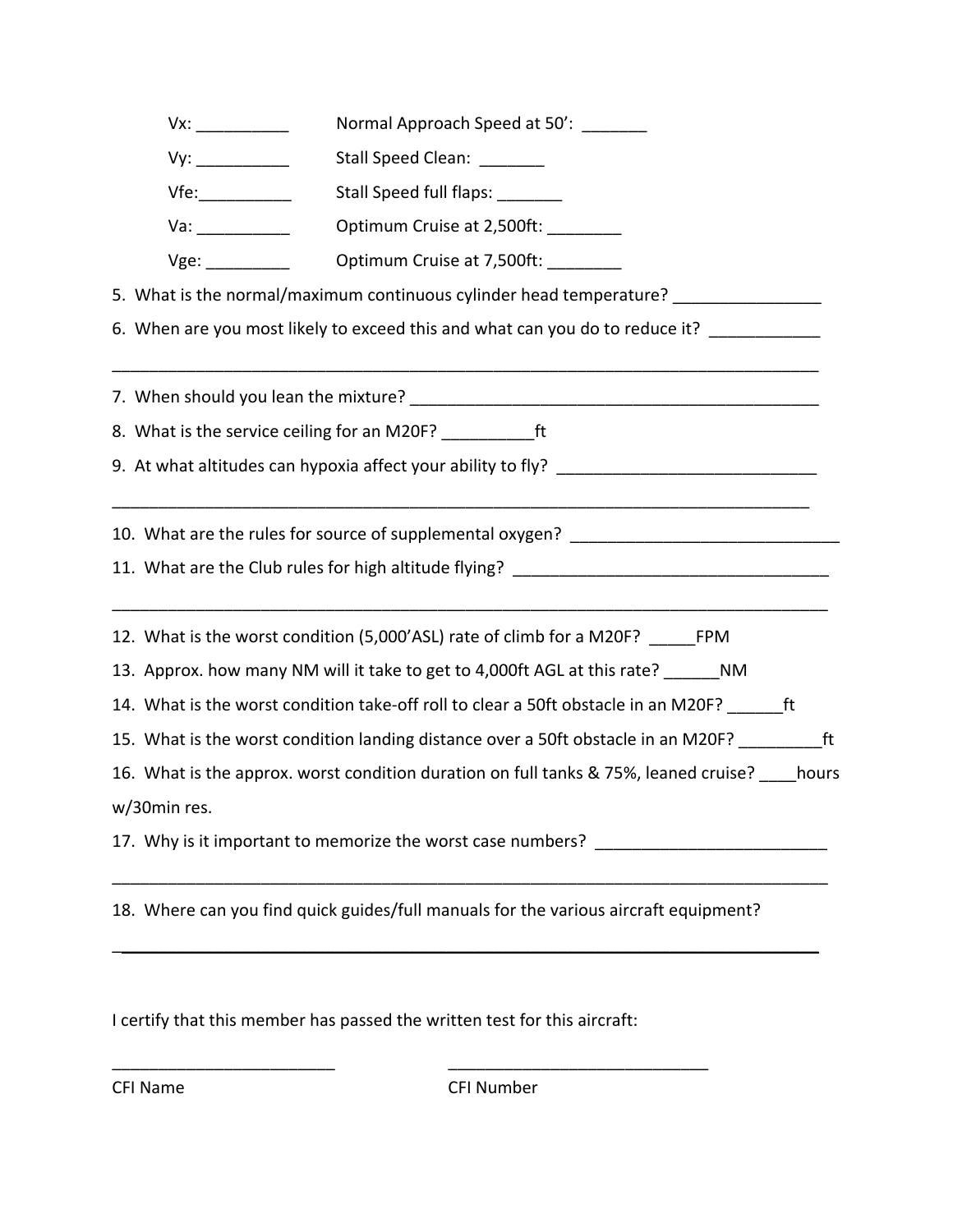Vx: __________ Normal Approach Speed at 50': _______

Vy: __________ Stall Speed Clean: _______

Vfe:__________ Stall Speed full flaps: _______

Va: __________ Optimum Cruise at 2,500ft: ________

Vge: _________ Optimum Cruise at 7,500ft: ________

5. What is the normal/maximum continuous cylinder head temperature? ________________

6. When are you most likely to exceed this and what can you do to reduce it? ____________

_______________________________________________________________________________

7. When should you lean the mixture? ______________________________________________

8. What is the service ceiling for an M20F? __________ft

9. At what altitudes can hypoxia affect your ability to fly? ____________________________

_______________________________________________________________________________

10. What are the rules for source of supplemental oxygen? ______________________________

11. What are the Club rules for high altitude flying? ___________________________________

_______________________________________________________________________________

12. What is the worst condition (5,000'ASL) rate of climb for a M20F? _____FPM

13. Approx. how many NM will it take to get to 4,000ft AGL at this rate? ______NM

14. What is the worst condition take-off roll to clear a 50ft obstacle in an M20F? ______ft

15. What is the worst condition landing distance over a 50ft obstacle in an M20F? _________ft

16. What is the approx. worst condition duration on full tanks & 75%, leaned cruise? ____hours w/30min res.

17. Why is it important to memorize the worst case numbers? _________________________

_______________________________________________________________________________

18. Where can you find quick guides/full manuals for the various aircraft equipment?

_______________________________________________________________________________

I certify that this member has passed the written test for this aircraft:

________________________ ____________________________

CFI Name CFI Number